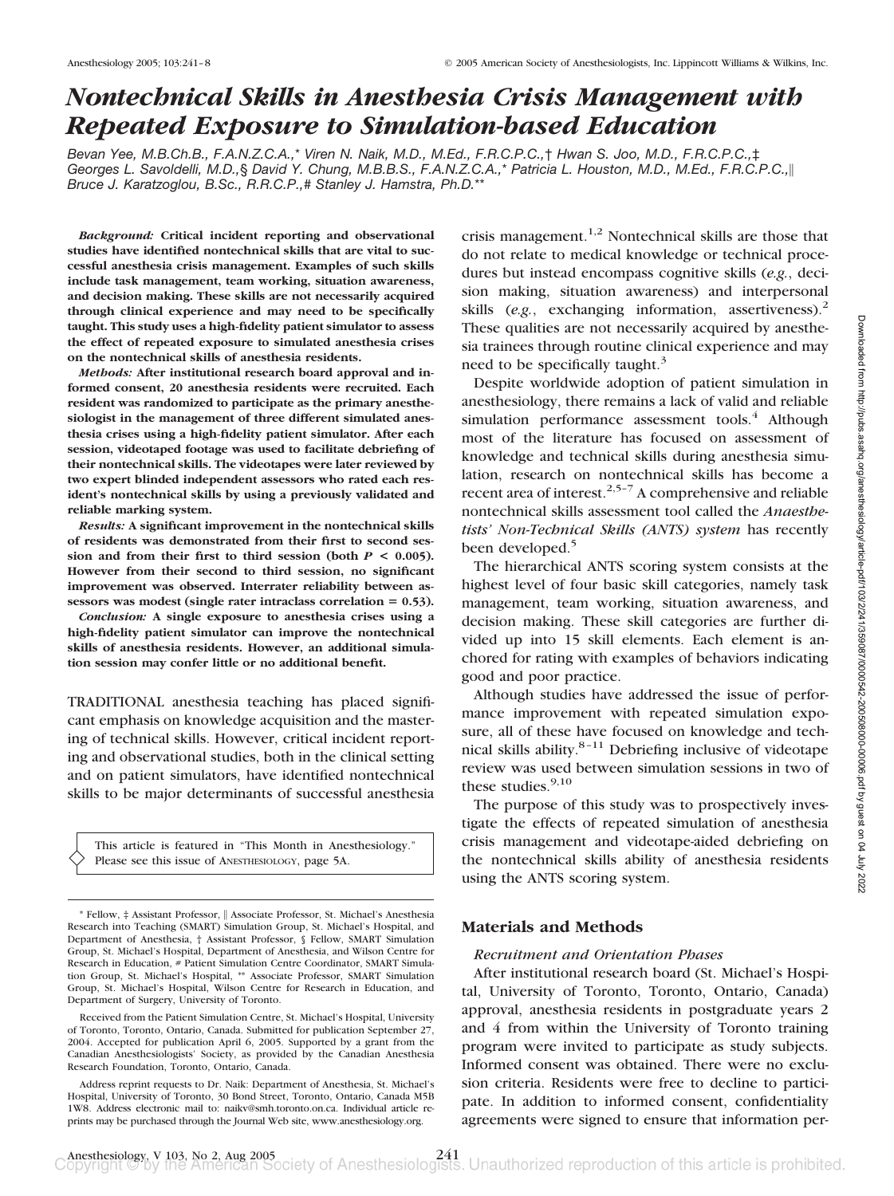# Nontechnical Skills in Anesthesia Crisis Management with Repeated Exposure to Simulation-based Education

*Bevan Yee, M.B.Ch.B., F.A.N.Z.C.A.,\* Viren N. Naik, M.D., M.Ed., F.R.C.P.C.,† Hwan S. Joo, M.D., F.R.C.P.C.,‡ Georges L. Savoldelli, M.D.,§ David Y. Chung, M.B.B.S., F.A.N.Z.C.A.,\* Patricia L. Houston, M.D., M.Ed., F.R.C.P.C.,‖ Bruce J. Karatzoglou, B.Sc., R.R.C.P.,# Stanley J. Hamstra, Ph.D.\*\**

***Background:*** **Critical incident reporting and observational studies have identified nontechnical skills that are vital to successful anesthesia crisis management. Examples of such skills include task management, team working, situation awareness, and decision making. These skills are not necessarily acquired through clinical experience and may need to be specifically taught. This study uses a high-fidelity patient simulator to assess the effect of repeated exposure to simulated anesthesia crises on the nontechnical skills of anesthesia residents.**

***Methods:*** **After institutional research board approval and informed consent, 20 anesthesia residents were recruited. Each resident was randomized to participate as the primary anesthesiologist in the management of three different simulated anesthesia crises using a high-fidelity patient simulator. After each session, videotaped footage was used to facilitate debriefing of their nontechnical skills. The videotapes were later reviewed by two expert blinded independent assessors who rated each resident's nontechnical skills by using a previously validated and reliable marking system.**

***Results:*** **A significant improvement in the nontechnical skills of residents was demonstrated from their first to second session and from their first to third session (both $P < 0.005$). However from their second to third session, no significant improvement was observed. Interrater reliability between assessors was modest (single rater intraclass correlation = 0.53).**

***Conclusion:*** **A single exposure to anesthesia crises using a high-fidelity patient simulator can improve the nontechnical skills of anesthesia residents. However, an additional simulation session may confer little or no additional benefit.**

TRADITIONAL anesthesia teaching has placed significant emphasis on knowledge acquisition and the mastering of technical skills. However, critical incident reporting and observational studies, both in the clinical setting and on patient simulators, have identified nontechnical skills to be major determinants of successful anesthesia crisis management.[1,2] Nontechnical skills are those that do not relate to medical knowledge or technical procedures but instead encompass cognitive skills (*e.g.*, decision making, situation awareness) and interpersonal skills (*e.g.*, exchanging information, assertiveness).[2] These qualities are not necessarily acquired by anesthesia trainees through routine clinical experience and may need to be specifically taught.[3]

Despite worldwide adoption of patient simulation in anesthesiology, there remains a lack of valid and reliable simulation performance assessment tools.[4] Although most of the literature has focused on assessment of knowledge and technical skills during anesthesia simulation, research on nontechnical skills has become a recent area of interest.[2,5–7] A comprehensive and reliable nontechnical skills assessment tool called the *Anaesthetists' Non-Technical Skills (ANTS) system* has recently been developed.[5]

The hierarchical ANTS scoring system consists at the highest level of four basic skill categories, namely task management, team working, situation awareness, and decision making. These skill categories are further divided up into 15 skill elements. Each element is anchored for rating with examples of behaviors indicating good and poor practice.

Although studies have addressed the issue of performance improvement with repeated simulation exposure, all of these have focused on knowledge and technical skills ability.[8–11] Debriefing inclusive of videotape review was used between simulation sessions in two of these studies.[9,10]

The purpose of this study was to prospectively investigate the effects of repeated simulation of anesthesia crisis management and videotape-aided debriefing on the nontechnical skills ability of anesthesia residents using the ANTS scoring system.

This article is featured in "This Month in Anesthesiology." Please see this issue of ANESTHESIOLOGY, page 5A.

## Materials and Methods

### *Recruitment and Orientation Phases*

After institutional research board (St. Michael's Hospital, University of Toronto, Toronto, Ontario, Canada) approval, anesthesia residents in postgraduate years 2 and 4 from within the University of Toronto training program were invited to participate as study subjects. Informed consent was obtained. There were no exclusion criteria. Residents were free to decline to participate. In addition to informed consent, confidentiality agreements were signed to ensure that information per-

\* Fellow, ‡ Assistant Professor, ‖ Associate Professor, St. Michael's Anesthesia Research into Teaching (SMART) Simulation Group, St. Michael's Hospital, and Department of Anesthesia, † Assistant Professor, § Fellow, SMART Simulation Group, St. Michael's Hospital, Department of Anesthesia, and Wilson Centre for Research in Education, # Patient Simulation Centre Coordinator, SMART Simulation Group, St. Michael's Hospital, \*\* Associate Professor, SMART Simulation Group, St. Michael's Hospital, Wilson Centre for Research in Education, and Department of Surgery, University of Toronto.

Received from the Patient Simulation Centre, St. Michael's Hospital, University of Toronto, Toronto, Ontario, Canada. Submitted for publication September 27, 2004. Accepted for publication April 6, 2005. Supported by a grant from the Canadian Anesthesiologists' Society, as provided by the Canadian Anesthesia Research Foundation, Toronto, Ontario, Canada.

Address reprint requests to Dr. Naik: Department of Anesthesia, St. Michael's Hospital, University of Toronto, 30 Bond Street, Toronto, Ontario, Canada M5B 1W8. Address electronic mail to: naikv@smh.toronto.on.ca. Individual article reprints may be purchased through the Journal Web site, www.anesthesiology.org.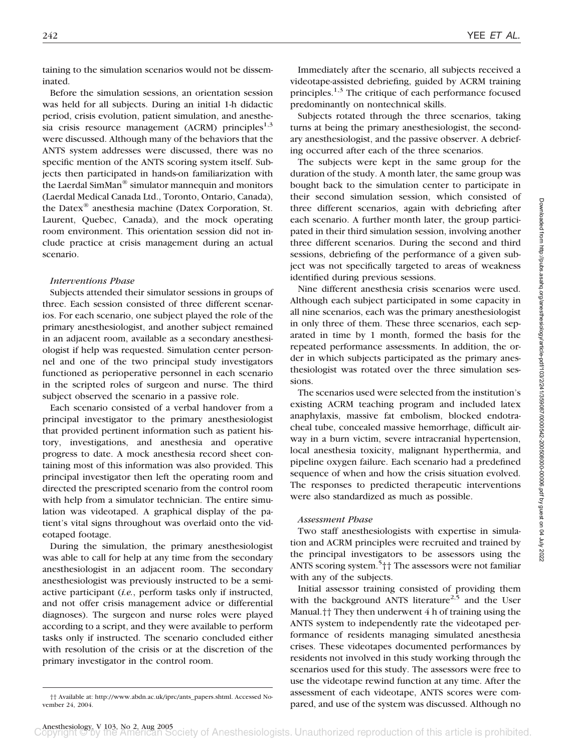taining to the simulation scenarios would not be disseminated.

Before the simulation sessions, an orientation session was held for all subjects. During an initial 1-h didactic period, crisis evolution, patient simulation, and anesthesia crisis resource management (ACRM) principles[1,3] were discussed. Although many of the behaviors that the ANTS system addresses were discussed, there was no specific mention of the ANTS scoring system itself. Subjects then participated in hands-on familiarization with the Laerdal SimMan® simulator mannequin and monitors (Laerdal Medical Canada Ltd., Toronto, Ontario, Canada), the Datex® anesthesia machine (Datex Corporation, St. Laurent, Quebec, Canada), and the mock operating room environment. This orientation session did not include practice at crisis management during an actual scenario.

### *Interventions Phase*

Subjects attended their simulator sessions in groups of three. Each session consisted of three different scenarios. For each scenario, one subject played the role of the primary anesthesiologist, and another subject remained in an adjacent room, available as a secondary anesthesiologist if help was requested. Simulation center personnel and one of the two principal study investigators functioned as perioperative personnel in each scenario in the scripted roles of surgeon and nurse. The third subject observed the scenario in a passive role.

Each scenario consisted of a verbal handover from a principal investigator to the primary anesthesiologist that provided pertinent information such as patient history, investigations, and anesthesia and operative progress to date. A mock anesthesia record sheet containing most of this information was also provided. This principal investigator then left the operating room and directed the prescripted scenario from the control room with help from a simulator technician. The entire simulation was videotaped. A graphical display of the patient's vital signs throughout was overlaid onto the videotaped footage.

During the simulation, the primary anesthesiologist was able to call for help at any time from the secondary anesthesiologist in an adjacent room. The secondary anesthesiologist was previously instructed to be a semiactive participant (*i.e.*, perform tasks only if instructed, and not offer crisis management advice or differential diagnoses). The surgeon and nurse roles were played according to a script, and they were available to perform tasks only if instructed. The scenario concluded either with resolution of the crisis or at the discretion of the primary investigator in the control room.

Immediately after the scenario, all subjects received a videotape-assisted debriefing, guided by ACRM training principles.[1,3] The critique of each performance focused predominantly on nontechnical skills.

Subjects rotated through the three scenarios, taking turns at being the primary anesthesiologist, the secondary anesthesiologist, and the passive observer. A debriefing occurred after each of the three scenarios.

The subjects were kept in the same group for the duration of the study. A month later, the same group was bought back to the simulation center to participate in their second simulation session, which consisted of three different scenarios, again with debriefing after each scenario. A further month later, the group participated in their third simulation session, involving another three different scenarios. During the second and third sessions, debriefing of the performance of a given subject was not specifically targeted to areas of weakness identified during previous sessions.

Nine different anesthesia crisis scenarios were used. Although each subject participated in some capacity in all nine scenarios, each was the primary anesthesiologist in only three of them. These three scenarios, each separated in time by 1 month, formed the basis for the repeated performance assessments. In addition, the order in which subjects participated as the primary anesthesiologist was rotated over the three simulation sessions.

The scenarios used were selected from the institution's existing ACRM teaching program and included latex anaphylaxis, massive fat embolism, blocked endotracheal tube, concealed massive hemorrhage, difficult airway in a burn victim, severe intracranial hypertension, local anesthesia toxicity, malignant hyperthermia, and pipeline oxygen failure. Each scenario had a predefined sequence of when and how the crisis situation evolved. The responses to predicted therapeutic interventions were also standardized as much as possible.

### *Assessment Phase*

Two staff anesthesiologists with expertise in simulation and ACRM principles were recruited and trained by the principal investigators to be assessors using the ANTS scoring system.[5]†† The assessors were not familiar with any of the subjects.

Initial assessor training consisted of providing them with the background ANTS literature[2,5] and the User Manual.†† They then underwent 4 h of training using the ANTS system to independently rate the videotaped performance of residents managing simulated anesthesia crises. These videotapes documented performances by residents not involved in this study working through the scenarios used for this study. The assessors were free to use the videotape rewind function at any time. After the assessment of each videotape, ANTS scores were compared, and use of the system was discussed. Although no

†† Available at: http://www.abdn.ac.uk/iprc/ants_papers.shtml. Accessed November 24, 2004.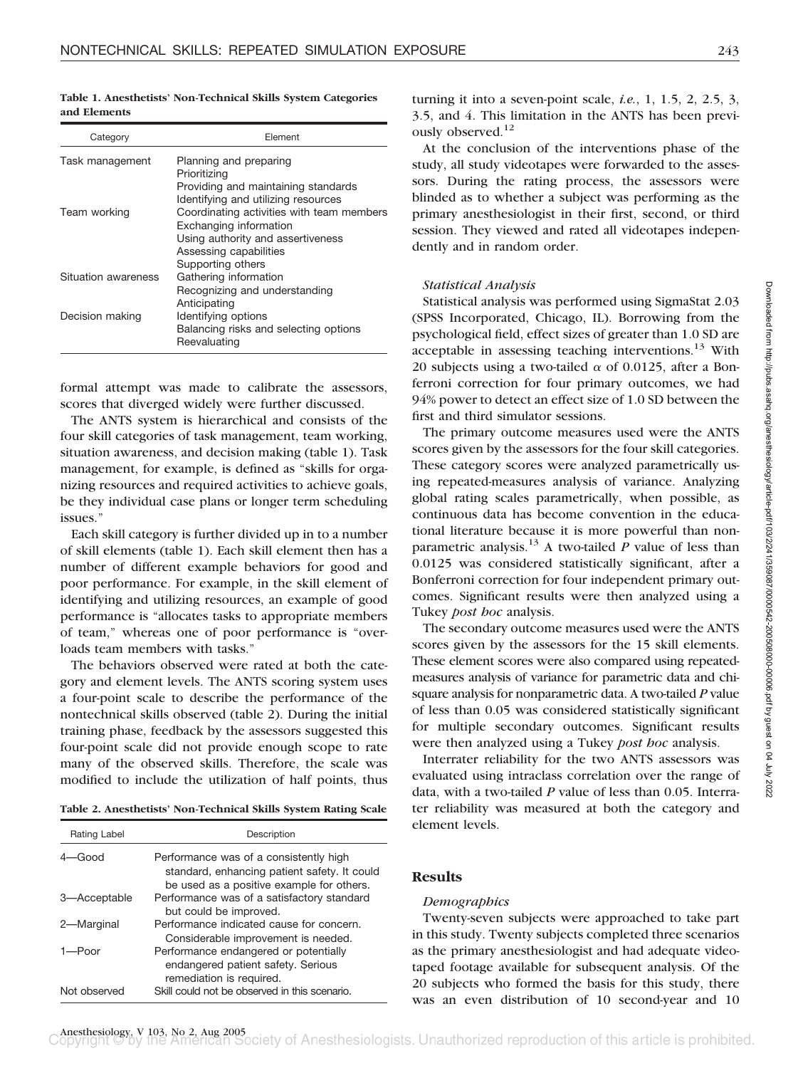**Table 1. Anesthetists' Non-Technical Skills System Categories and Elements**

| Category | Element |
|---|---|
| Task management | Planning and preparing |
| | Prioritizing |
| | Providing and maintaining standards |
| | Identifying and utilizing resources |
| Team working | Coordinating activities with team members |
| | Exchanging information |
| | Using authority and assertiveness |
| | Assessing capabilities |
| | Supporting others |
| Situation awareness | Gathering information |
| | Recognizing and understanding |
| | Anticipating |
| Decision making | Identifying options |
| | Balancing risks and selecting options |
| | Reevaluating |

formal attempt was made to calibrate the assessors, scores that diverged widely were further discussed.

The ANTS system is hierarchical and consists of the four skill categories of task management, team working, situation awareness, and decision making (table 1). Task management, for example, is defined as "skills for organizing resources and required activities to achieve goals, be they individual case plans or longer term scheduling issues."

Each skill category is further divided up in to a number of skill elements (table 1). Each skill element then has a number of different example behaviors for good and poor performance. For example, in the skill element of identifying and utilizing resources, an example of good performance is "allocates tasks to appropriate members of team," whereas one of poor performance is "overloads team members with tasks."

The behaviors observed were rated at both the category and element levels. The ANTS scoring system uses a four-point scale to describe the performance of the nontechnical skills observed (table 2). During the initial training phase, feedback by the assessors suggested this four-point scale did not provide enough scope to rate many of the observed skills. Therefore, the scale was modified to include the utilization of half points, thus

**Table 2. Anesthetists' Non-Technical Skills System Rating Scale**

| Rating Label | Description |
|---|---|
| 4—Good | Performance was of a consistently high standard, enhancing patient safety. It could be used as a positive example for others. |
| 3—Acceptable | Performance was of a satisfactory standard but could be improved. |
| 2—Marginal | Performance indicated cause for concern. Considerable improvement is needed. |
| 1—Poor | Performance endangered or potentially endangered patient safety. Serious remediation is required. |
| Not observed | Skill could not be observed in this scenario. |

turning it into a seven-point scale, *i.e.*, 1, 1.5, 2, 2.5, 3, 3.5, and 4. This limitation in the ANTS has been previously observed.[12]

At the conclusion of the interventions phase of the study, all study videotapes were forwarded to the assessors. During the rating process, the assessors were blinded as to whether a subject was performing as the primary anesthesiologist in their first, second, or third session. They viewed and rated all videotapes independently and in random order.

### *Statistical Analysis*

Statistical analysis was performed using SigmaStat 2.03 (SPSS Incorporated, Chicago, IL). Borrowing from the psychological field, effect sizes of greater than 1.0 SD are acceptable in assessing teaching interventions.[13] With 20 subjects using a two-tailed $\alpha$ of 0.0125, after a Bonferroni correction for four primary outcomes, we had 94% power to detect an effect size of 1.0 SD between the first and third simulator sessions.

The primary outcome measures used were the ANTS scores given by the assessors for the four skill categories. These category scores were analyzed parametrically using repeated-measures analysis of variance. Analyzing global rating scales parametrically, when possible, as continuous data has become convention in the educational literature because it is more powerful than nonparametric analysis.[13] A two-tailed $P$ value of less than 0.0125 was considered statistically significant, after a Bonferroni correction for four independent primary outcomes. Significant results were then analyzed using a Tukey *post hoc* analysis.

The secondary outcome measures used were the ANTS scores given by the assessors for the 15 skill elements. These element scores were also compared using repeated-measures analysis of variance for parametric data and chi-square analysis for nonparametric data. A two-tailed $P$ value of less than 0.05 was considered statistically significant for multiple secondary outcomes. Significant results were then analyzed using a Tukey *post hoc* analysis.

Interrater reliability for the two ANTS assessors was evaluated using intraclass correlation over the range of data, with a two-tailed $P$ value of less than 0.05. Interrater reliability was measured at both the category and element levels.

## Results

### *Demographics*

Twenty-seven subjects were approached to take part in this study. Twenty subjects completed three scenarios as the primary anesthesiologist and had adequate videotaped footage available for subsequent analysis. Of the 20 subjects who formed the basis for this study, there was an even distribution of 10 second-year and 10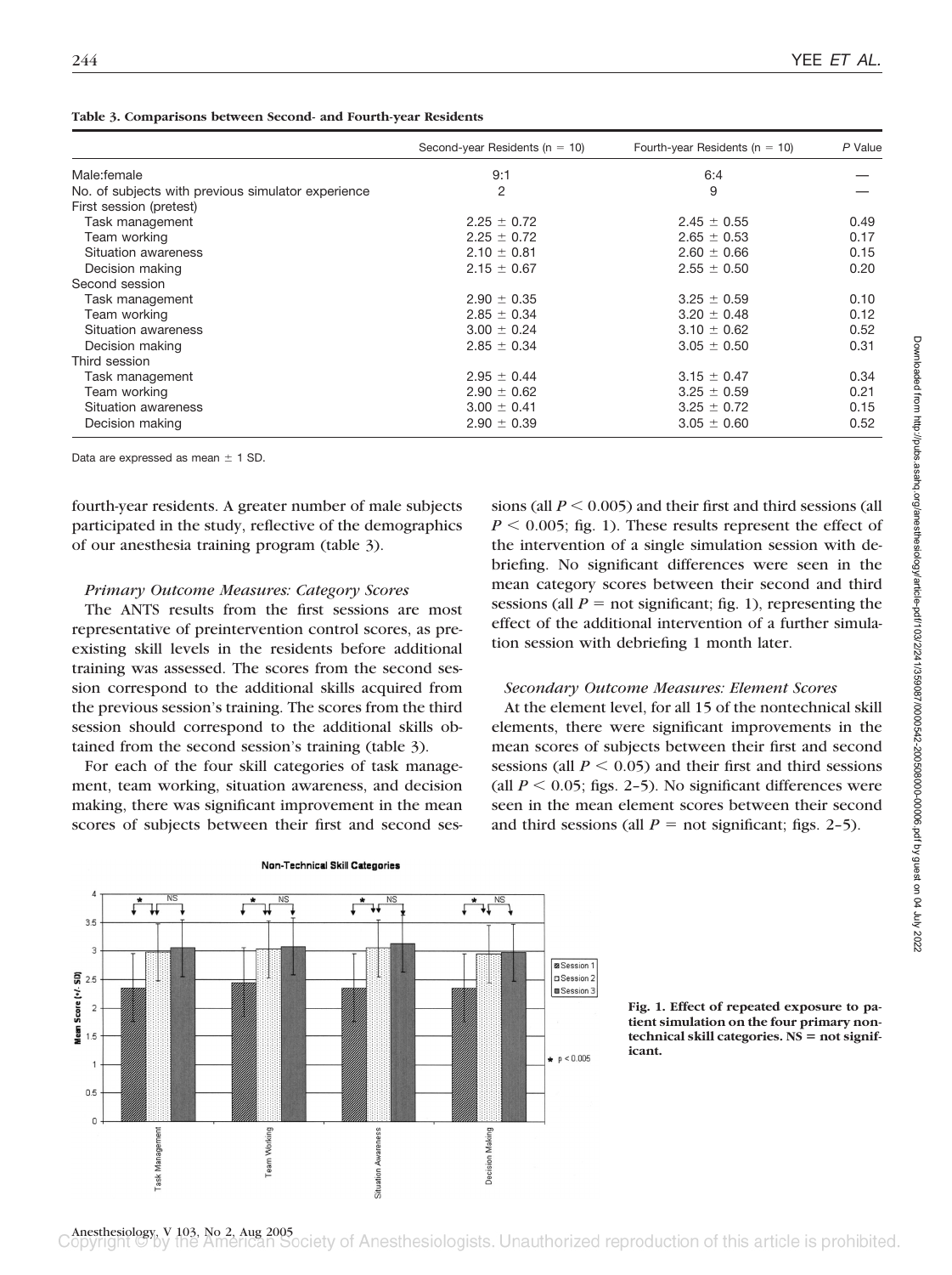**Table 3. Comparisons between Second- and Fourth-year Residents**

| | Second-year Residents (n = 10) | Fourth-year Residents (n = 10) | *P* Value |
|---|---|---|---|
| Male:female | 9:1 | 6:4 | — |
| No. of subjects with previous simulator experience | 2 | 9 | — |
| First session (pretest) | | | |
| Task management | 2.25 ± 0.72 | 2.45 ± 0.55 | 0.49 |
| Team working | 2.25 ± 0.72 | 2.65 ± 0.53 | 0.17 |
| Situation awareness | 2.10 ± 0.81 | 2.60 ± 0.66 | 0.15 |
| Decision making | 2.15 ± 0.67 | 2.55 ± 0.50 | 0.20 |
| Second session | | | |
| Task management | 2.90 ± 0.35 | 3.25 ± 0.59 | 0.10 |
| Team working | 2.85 ± 0.34 | 3.20 ± 0.48 | 0.12 |
| Situation awareness | 3.00 ± 0.24 | 3.10 ± 0.62 | 0.52 |
| Decision making | 2.85 ± 0.34 | 3.05 ± 0.50 | 0.31 |
| Third session | | | |
| Task management | 2.95 ± 0.44 | 3.15 ± 0.47 | 0.34 |
| Team working | 2.90 ± 0.62 | 3.25 ± 0.59 | 0.21 |
| Situation awareness | 3.00 ± 0.41 | 3.25 ± 0.72 | 0.15 |
| Decision making | 2.90 ± 0.39 | 3.05 ± 0.60 | 0.52 |

Data are expressed as mean ± 1 SD.

fourth-year residents. A greater number of male subjects participated in the study, reflective of the demographics of our anesthesia training program (table 3).

### *Primary Outcome Measures: Category Scores*

The ANTS results from the first sessions are most representative of preintervention control scores, as preexisting skill levels in the residents before additional training was assessed. The scores from the second session correspond to the additional skills acquired from the previous session's training. The scores from the third session should correspond to the additional skills obtained from the second session's training (table 3).

For each of the four skill categories of task management, team working, situation awareness, and decision making, there was significant improvement in the mean scores of subjects between their first and second sessions (all $P < 0.005$) and their first and third sessions (all $P < 0.005$; fig. 1). These results represent the effect of the intervention of a single simulation session with debriefing. No significant differences were seen in the mean category scores between their second and third sessions (all $P$ = not significant; fig. 1), representing the effect of the additional intervention of a further simulation session with debriefing 1 month later.

### *Secondary Outcome Measures: Element Scores*

At the element level, for all 15 of the nontechnical skill elements, there were significant improvements in the mean scores of subjects between their first and second sessions (all $P < 0.05$) and their first and third sessions (all $P < 0.05$; figs. 2–5). No significant differences were seen in the mean element scores between their second and third sessions (all $P$ = not significant; figs. 2–5).

**Fig. 1. Effect of repeated exposure to patient simulation on the four primary nontechnical skill categories. NS = not significant.**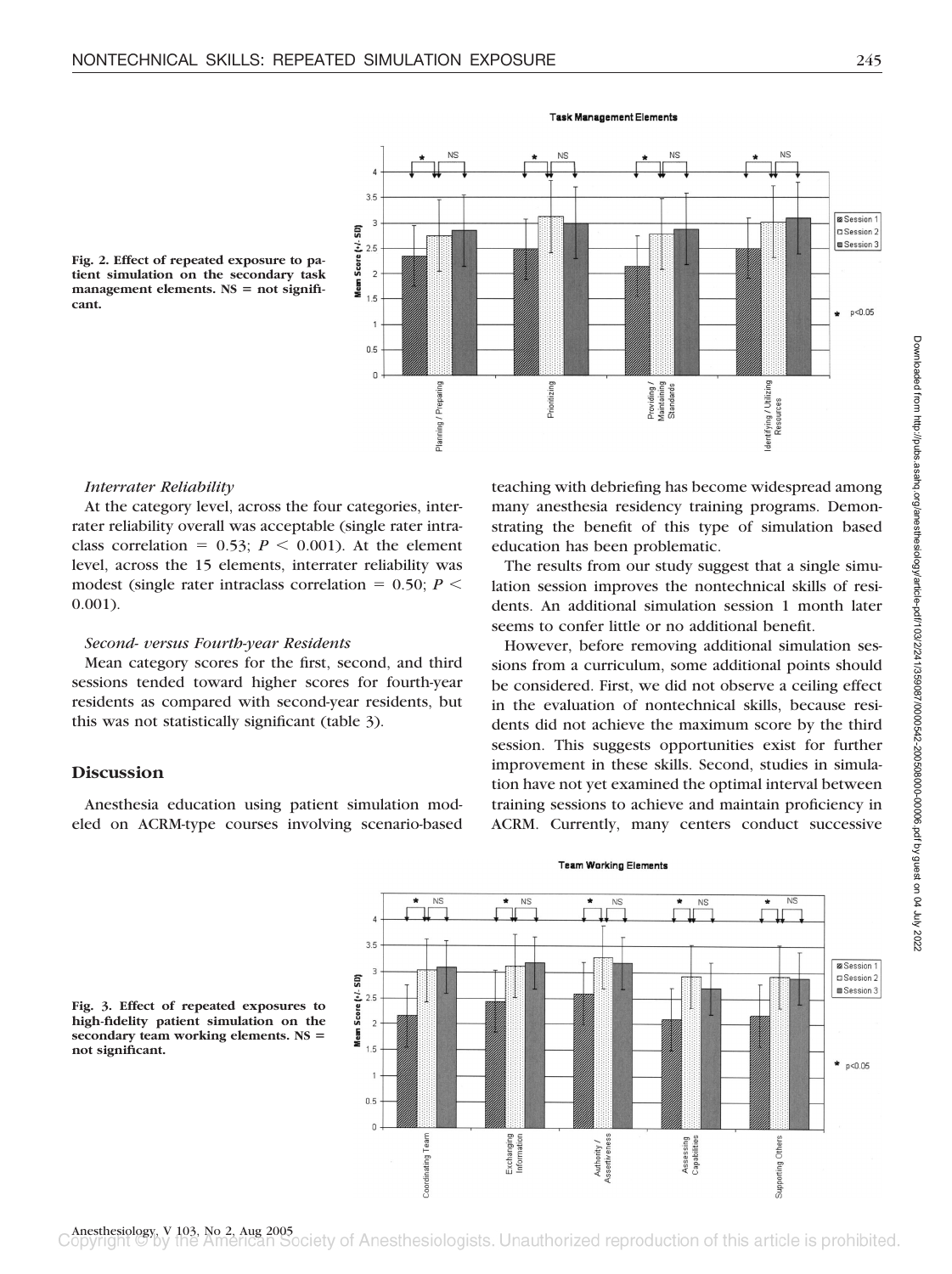Fig. 2. Effect of repeated exposure to patient simulation on the secondary task management elements. NS = not significant.

### *Interrater Reliability*

At the category level, across the four categories, interrater reliability overall was acceptable (single rater intraclass correlation = 0.53; $P < 0.001$). At the element level, across the 15 elements, interrater reliability was modest (single rater intraclass correlation = 0.50; $P < 0.001$).

### *Second- versus Fourth-year Residents*

Mean category scores for the first, second, and third sessions tended toward higher scores for fourth-year residents as compared with second-year residents, but this was not statistically significant (table 3).

## Discussion

Anesthesia education using patient simulation modeled on ACRM-type courses involving scenario-based teaching with debriefing has become widespread among many anesthesia residency training programs. Demonstrating the benefit of this type of simulation based education has been problematic.

The results from our study suggest that a single simulation session improves the nontechnical skills of residents. An additional simulation session 1 month later seems to confer little or no additional benefit.

However, before removing additional simulation sessions from a curriculum, some additional points should be considered. First, we did not observe a ceiling effect in the evaluation of nontechnical skills, because residents did not achieve the maximum score by the third session. This suggests opportunities exist for further improvement in these skills. Second, studies in simulation have not yet examined the optimal interval between training sessions to achieve and maintain proficiency in ACRM. Currently, many centers conduct successive

Fig. 3. Effect of repeated exposures to high-fidelity patient simulation on the secondary team working elements. NS = not significant.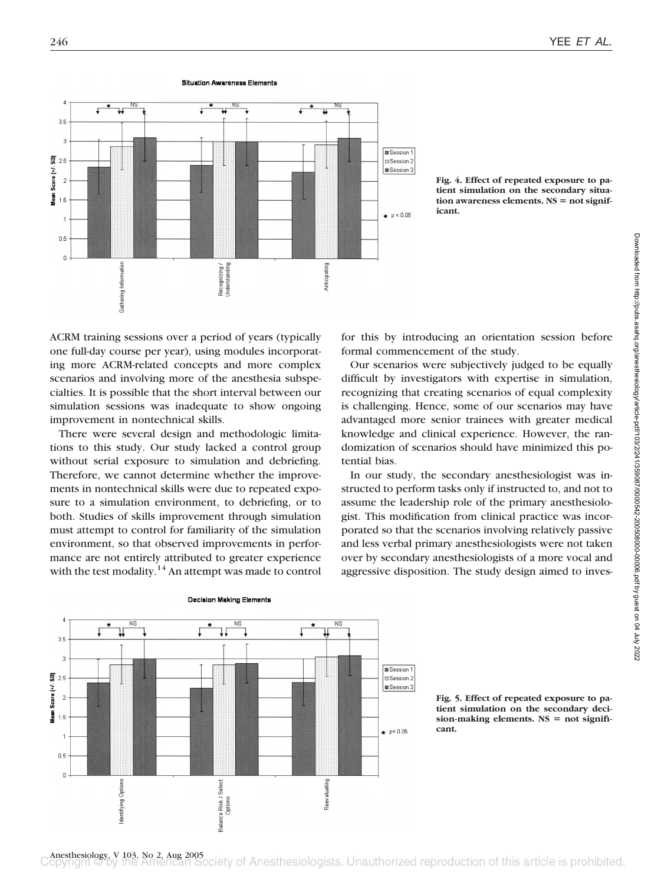Fig. 4. Effect of repeated exposure to patient simulation on the secondary situation awareness elements. NS = not significant.

ACRM training sessions over a period of years (typically one full-day course per year), using modules incorporating more ACRM-related concepts and more complex scenarios and involving more of the anesthesia subspecialties. It is possible that the short interval between our simulation sessions was inadequate to show ongoing improvement in nontechnical skills.

There were several design and methodologic limitations to this study. Our study lacked a control group without serial exposure to simulation and debriefing. Therefore, we cannot determine whether the improvements in nontechnical skills were due to repeated exposure to a simulation environment, to debriefing, or to both. Studies of skills improvement through simulation must attempt to control for familiarity of the simulation environment, so that observed improvements in performance are not entirely attributed to greater experience with the test modality.[14] An attempt was made to control for this by introducing an orientation session before formal commencement of the study.

Our scenarios were subjectively judged to be equally difficult by investigators with expertise in simulation, recognizing that creating scenarios of equal complexity is challenging. Hence, some of our scenarios may have advantaged more senior trainees with greater medical knowledge and clinical experience. However, the randomization of scenarios should have minimized this potential bias.

In our study, the secondary anesthesiologist was instructed to perform tasks only if instructed to, and not to assume the leadership role of the primary anesthesiologist. This modification from clinical practice was incorporated so that the scenarios involving relatively passive and less verbal primary anesthesiologists were not taken over by secondary anesthesiologists of a more vocal and aggressive disposition. The study design aimed to inves-

Fig. 5. Effect of repeated exposure to patient simulation on the secondary decision-making elements. NS = not significant.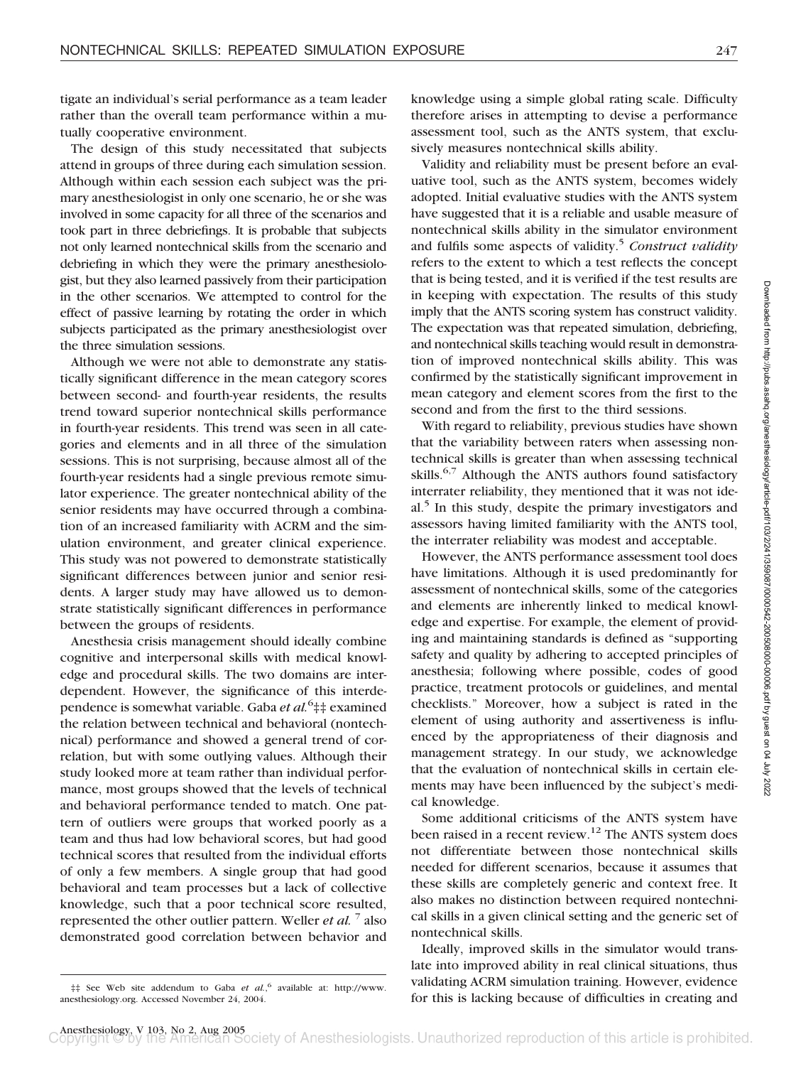tigate an individual's serial performance as a team leader rather than the overall team performance within a mutually cooperative environment.

The design of this study necessitated that subjects attend in groups of three during each simulation session. Although within each session each subject was the primary anesthesiologist in only one scenario, he or she was involved in some capacity for all three of the scenarios and took part in three debriefings. It is probable that subjects not only learned nontechnical skills from the scenario and debriefing in which they were the primary anesthesiologist, but they also learned passively from their participation in the other scenarios. We attempted to control for the effect of passive learning by rotating the order in which subjects participated as the primary anesthesiologist over the three simulation sessions.

Although we were not able to demonstrate any statistically significant difference in the mean category scores between second- and fourth-year residents, the results trend toward superior nontechnical skills performance in fourth-year residents. This trend was seen in all categories and elements and in all three of the simulation sessions. This is not surprising, because almost all of the fourth-year residents had a single previous remote simulator experience. The greater nontechnical ability of the senior residents may have occurred through a combination of an increased familiarity with ACRM and the simulation environment, and greater clinical experience. This study was not powered to demonstrate statistically significant differences between junior and senior residents. A larger study may have allowed us to demonstrate statistically significant differences in performance between the groups of residents.

Anesthesia crisis management should ideally combine cognitive and interpersonal skills with medical knowledge and procedural skills. The two domains are interdependent. However, the significance of this interdependence is somewhat variable. Gaba *et al.*[6]‡‡ examined the relation between technical and behavioral (nontechnical) performance and showed a general trend of correlation, but with some outlying values. Although their study looked more at team rather than individual performance, most groups showed that the levels of technical and behavioral performance tended to match. One pattern of outliers were groups that worked poorly as a team and thus had low behavioral scores, but had good technical scores that resulted from the individual efforts of only a few members. A single group that had good behavioral and team processes but a lack of collective knowledge, such that a poor technical score resulted, represented the other outlier pattern. Weller *et al.*[7] also demonstrated good correlation between behavior and knowledge using a simple global rating scale. Difficulty therefore arises in attempting to devise a performance assessment tool, such as the ANTS system, that exclusively measures nontechnical skills ability.

Validity and reliability must be present before an evaluative tool, such as the ANTS system, becomes widely adopted. Initial evaluative studies with the ANTS system have suggested that it is a reliable and usable measure of nontechnical skills ability in the simulator environment and fulfils some aspects of validity.[5] *Construct validity* refers to the extent to which a test reflects the concept that is being tested, and it is verified if the test results are in keeping with expectation. The results of this study imply that the ANTS scoring system has construct validity. The expectation was that repeated simulation, debriefing, and nontechnical skills teaching would result in demonstration of improved nontechnical skills ability. This was confirmed by the statistically significant improvement in mean category and element scores from the first to the second and from the first to the third sessions.

With regard to reliability, previous studies have shown that the variability between raters when assessing nontechnical skills is greater than when assessing technical skills.[6,7] Although the ANTS authors found satisfactory interrater reliability, they mentioned that it was not ideal.[5] In this study, despite the primary investigators and assessors having limited familiarity with the ANTS tool, the interrater reliability was modest and acceptable.

However, the ANTS performance assessment tool does have limitations. Although it is used predominantly for assessment of nontechnical skills, some of the categories and elements are inherently linked to medical knowledge and expertise. For example, the element of providing and maintaining standards is defined as "supporting safety and quality by adhering to accepted principles of anesthesia; following where possible, codes of good practice, treatment protocols or guidelines, and mental checklists." Moreover, how a subject is rated in the element of using authority and assertiveness is influenced by the appropriateness of their diagnosis and management strategy. In our study, we acknowledge that the evaluation of nontechnical skills in certain elements may have been influenced by the subject's medical knowledge.

Some additional criticisms of the ANTS system have been raised in a recent review.[12] The ANTS system does not differentiate between those nontechnical skills needed for different scenarios, because it assumes that these skills are completely generic and context free. It also makes no distinction between required nontechnical skills in a given clinical setting and the generic set of nontechnical skills.

Ideally, improved skills in the simulator would translate into improved ability in real clinical situations, thus validating ACRM simulation training. However, evidence for this is lacking because of difficulties in creating and

‡‡ See Web site addendum to Gaba *et al.*,[6] available at: http://www.anesthesiology.org. Accessed November 24, 2004.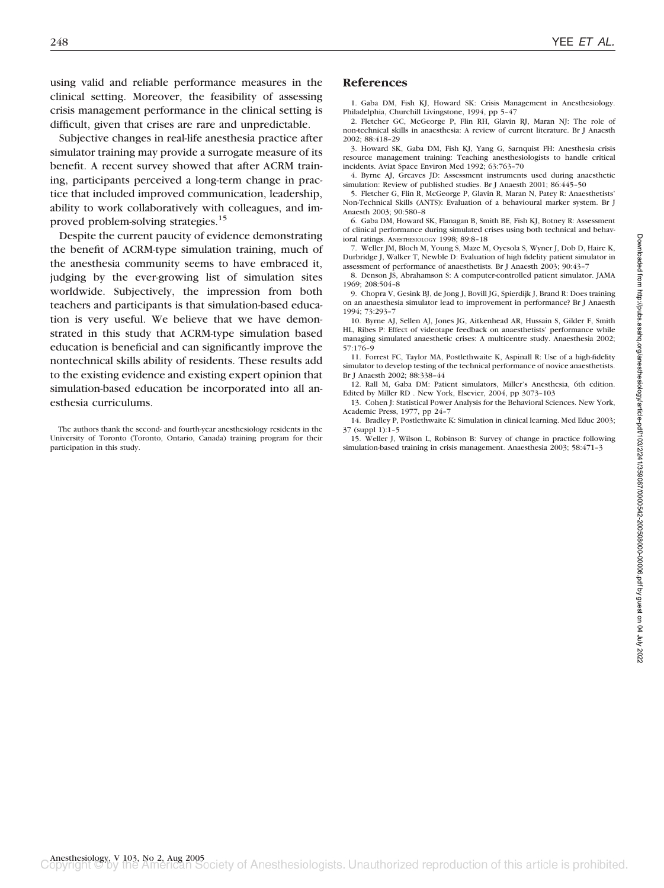using valid and reliable performance measures in the clinical setting. Moreover, the feasibility of assessing crisis management performance in the clinical setting is difficult, given that crises are rare and unpredictable.

Subjective changes in real-life anesthesia practice after simulator training may provide a surrogate measure of its benefit. A recent survey showed that after ACRM training, participants perceived a long-term change in practice that included improved communication, leadership, ability to work collaboratively with colleagues, and improved problem-solving strategies.[15]

Despite the current paucity of evidence demonstrating the benefit of ACRM-type simulation training, much of the anesthesia community seems to have embraced it, judging by the ever-growing list of simulation sites worldwide. Subjectively, the impression from both teachers and participants is that simulation-based education is very useful. We believe that we have demonstrated in this study that ACRM-type simulation based education is beneficial and can significantly improve the nontechnical skills ability of residents. These results add to the existing evidence and existing expert opinion that simulation-based education be incorporated into all anesthesia curriculums.

The authors thank the second- and fourth-year anesthesiology residents in the University of Toronto (Toronto, Ontario, Canada) training program for their participation in this study.

## References

1. Gaba DM, Fish KJ, Howard SK: Crisis Management in Anesthesiology. Philadelphia, Churchill Livingstone, 1994, pp 5–47
2. Fletcher GC, McGeorge P, Flin RH, Glavin RJ, Maran NJ: The role of non-technical skills in anaesthesia: A review of current literature. Br J Anaesth 2002; 88:418–29
3. Howard SK, Gaba DM, Fish KJ, Yang G, Sarnquist FH: Anesthesia crisis resource management training: Teaching anesthesiologists to handle critical incidents. Aviat Space Environ Med 1992; 63:763–70
4. Byrne AJ, Greaves JD: Assessment instruments used during anaesthetic simulation: Review of published studies. Br J Anaesth 2001; 86:445–50
5. Fletcher G, Flin R, McGeorge P, Glavin R, Maran N, Patey R: Anaesthetists' Non-Technical Skills (ANTS): Evaluation of a behavioural marker system. Br J Anaesth 2003; 90:580–8
6. Gaba DM, Howard SK, Flanagan B, Smith BE, Fish KJ, Botney R: Assessment of clinical performance during simulated crises using both technical and behavioral ratings. ANESTHESIOLOGY 1998; 89:8–18
7. Weller JM, Bloch M, Young S, Maze M, Oyesola S, Wyner J, Dob D, Haire K, Durbridge J, Walker T, Newble D: Evaluation of high fidelity patient simulator in assessment of performance of anaesthetists. Br J Anaesth 2003; 90:43–7
8. Denson JS, Abrahamson S: A computer-controlled patient simulator. JAMA 1969; 208:504–8
9. Chopra V, Gesink BJ, de Jong J, Bovill JG, Spierdijk J, Brand R: Does training on an anaesthesia simulator lead to improvement in performance? Br J Anaesth 1994; 73:293–7
10. Byrne AJ, Sellen AJ, Jones JG, Aitkenhead AR, Hussain S, Gilder F, Smith HL, Ribes P: Effect of videotape feedback on anaesthetists' performance while managing simulated anaesthetic crises: A multicentre study. Anaesthesia 2002; 57:176–9
11. Forrest FC, Taylor MA, Postlethwaite K, Aspinall R: Use of a high-fidelity simulator to develop testing of the technical performance of novice anaesthetists. Br J Anaesth 2002; 88:338–44
12. Rall M, Gaba DM: Patient simulators, Miller's Anesthesia, 6th edition. Edited by Miller RD . New York, Elsevier, 2004, pp 3073–103
13. Cohen J: Statistical Power Analysis for the Behavioral Sciences. New York, Academic Press, 1977, pp 24–7
14. Bradley P, Postlethwaite K: Simulation in clinical learning. Med Educ 2003; 37 (suppl 1):1–5
15. Weller J, Wilson L, Robinson B: Survey of change in practice following simulation-based training in crisis management. Anaesthesia 2003; 58:471–3